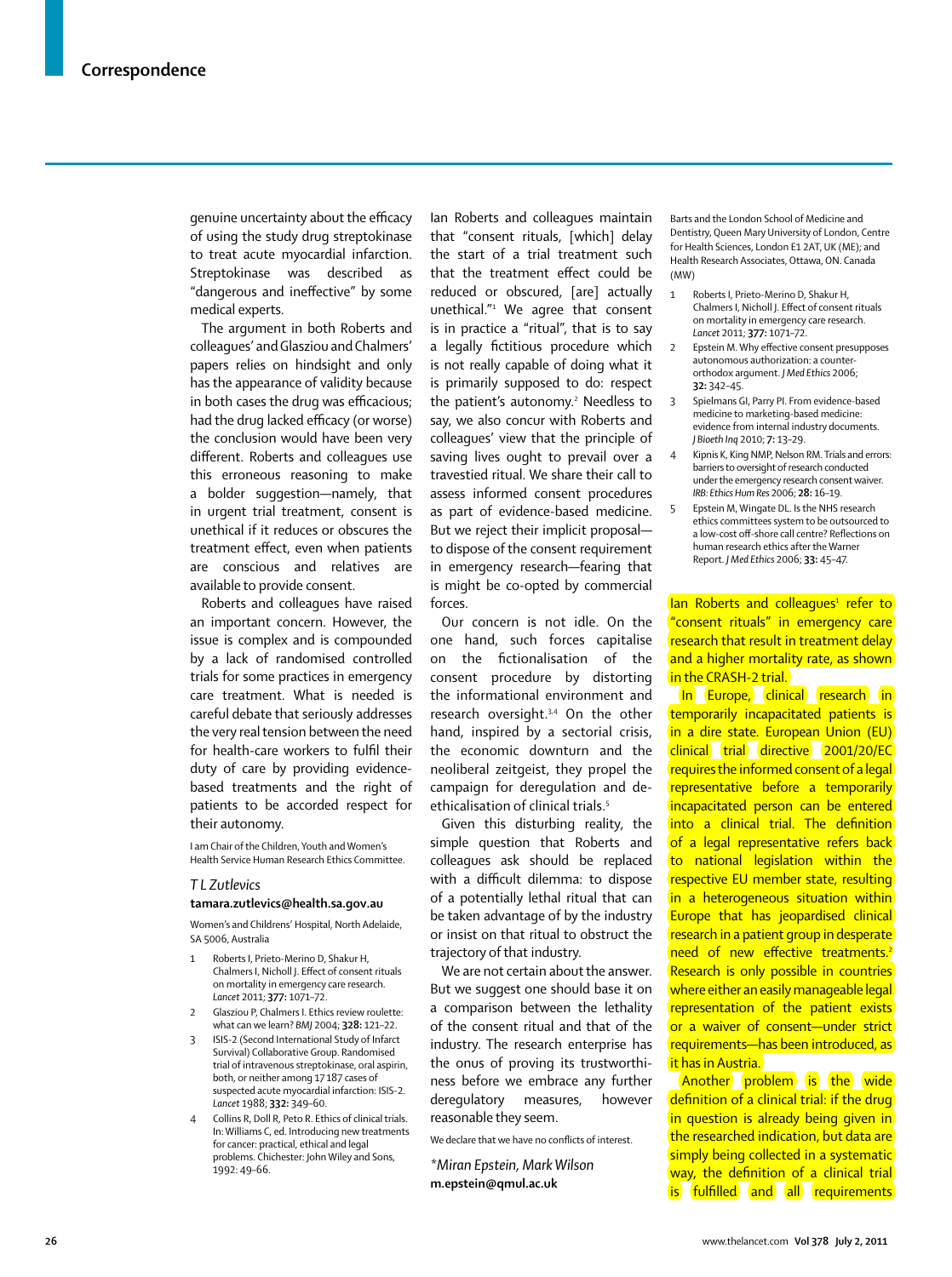genuine uncertainty about the efficacy of using the study drug streptokinase to treat acute myocardial infarction. Streptokinase was described as "dangerous and ineffective" by some medical experts.

The argument in both Roberts and colleagues' and Glasziou and Chalmers' papers relies on hindsight and only has the appearance of validity because in both cases the drug was efficacious; had the drug lacked efficacy (or worse) the conclusion would have been very different. Roberts and colleagues use this erroneous reasoning to make a bolder suggestion—namely, that in urgent trial treatment, consent is unethical if it reduces or obscures the treatment effect, even when patients are conscious and relatives are available to provide consent.

Roberts and colleagues have raised an important concern. However, the issue is complex and is compounded by a lack of randomised controlled trials for some practices in emergency care treatment. What is needed is careful debate that seriously addresses the very real tension between the need for health-care workers to fulfil their duty of care by providing evidence-based treatments and the right of patients to be accorded respect for their autonomy.

I am Chair of the Children, Youth and Women's Health Service Human Research Ethics Committee.

*T L Zutlevics*
**tamara.zutlevics@health.sa.gov.au**

Women's and Childrens' Hospital, North Adelaide, SA 5006, Australia

1. Roberts I, Prieto-Merino D, Shakur H, Chalmers I, Nicholl J. Effect of consent rituals on mortality in emergency care research. *Lancet* 2011; **377:** 1071–72.
2. Glasziou P, Chalmers I. Ethics review roulette: what can we learn? *BMJ* 2004; **328:** 121–22.
3. ISIS-2 (Second International Study of Infarct Survival) Collaborative Group. Randomised trial of intravenous streptokinase, oral aspirin, both, or neither among 17 187 cases of suspected acute myocardial infarction: ISIS-2. *Lancet* 1988; **332:** 349–60.
4. Collins R, Doll R, Peto R. Ethics of clinical trials. In: Williams C, ed. Introducing new treatments for cancer: practical, ethical and legal problems. Chichester: John Wiley and Sons, 1992: 49–66.

Ian Roberts and colleagues maintain that "consent rituals, [which] delay the start of a trial treatment such that the treatment effect could be reduced or obscured, [are] actually unethical."[1] We agree that consent is in practice a "ritual", that is to say a legally fictitious procedure which is not really capable of doing what it is primarily supposed to do: respect the patient's autonomy.[2] Needless to say, we also concur with Roberts and colleagues' view that the principle of saving lives ought to prevail over a travestied ritual. We share their call to assess informed consent procedures as part of evidence-based medicine. But we reject their implicit proposal—to dispose of the consent requirement in emergency research—fearing that is might be co-opted by commercial forces.

Our concern is not idle. On the one hand, such forces capitalise on the fictionalisation of the consent procedure by distorting the informational environment and research oversight.[3,4] On the other hand, inspired by a sectorial crisis, the economic downturn and the neoliberal zeitgeist, they propel the campaign for deregulation and de-ethicalisation of clinical trials.[5]

Given this disturbing reality, the simple question that Roberts and colleagues ask should be replaced with a difficult dilemma: to dispose of a potentially lethal ritual that can be taken advantage of by the industry or insist on that ritual to obstruct the trajectory of that industry.

We are not certain about the answer. But we suggest one should base it on a comparison between the lethality of the consent ritual and that of the industry. The research enterprise has the onus of proving its trustworthiness before we embrace any further deregulatory measures, however reasonable they seem.

We declare that we have no conflicts of interest.

*\*Miran Epstein, Mark Wilson*
**m.epstein@qmul.ac.uk**

Barts and the London School of Medicine and Dentistry, Queen Mary University of London, Centre for Health Sciences, London E1 2AT, UK (ME); and Health Research Associates, Ottawa, ON. Canada (MW)

1. Roberts I, Prieto-Merino D, Shakur H, Chalmers I, Nicholl J. Effect of consent rituals on mortality in emergency care research. *Lancet* 2011; **377:** 1071–72.
2. Epstein M. Why effective consent presupposes autonomous authorization: a counter-orthodox argument. *J Med Ethics* 2006; **32:** 342–45.
3. Spielmans GI, Parry PI. From evidence-based medicine to marketing-based medicine: evidence from internal industry documents. *J Bioeth Inq* 2010; **7:** 13–29.
4. Kipnis K, King NMP, Nelson RM. Trials and errors: barriers to oversight of research conducted under the emergency research consent waiver. *IRB: Ethics Hum Res* 2006; **28:** 16–19.
5. Epstein M, Wingate DL. Is the NHS research ethics committees system to be outsourced to a low-cost off-shore call centre? Reflections on human research ethics after the Warner Report. *J Med Ethics* 2006; **33:** 45–47.

Ian Roberts and colleagues[1] refer to "consent rituals" in emergency care research that result in treatment delay and a higher mortality rate, as shown in the CRASH-2 trial.

In Europe, clinical research in temporarily incapacitated patients is in a dire state. European Union (EU) clinical trial directive 2001/20/EC requires the informed consent of a legal representative before a temporarily incapacitated person can be entered into a clinical trial. The definition of a legal representative refers back to national legislation within the respective EU member state, resulting in a heterogeneous situation within Europe that has jeopardised clinical research in a patient group in desperate need of new effective treatments.[2] Research is only possible in countries where either an easily manageable legal representation of the patient exists or a waiver of consent—under strict requirements—has been introduced, as it has in Austria.

Another problem is the wide definition of a clinical trial: if the drug in question is already being given in the researched indication, but data are simply being collected in a systematic way, the definition of a clinical trial is fulfilled and all requirements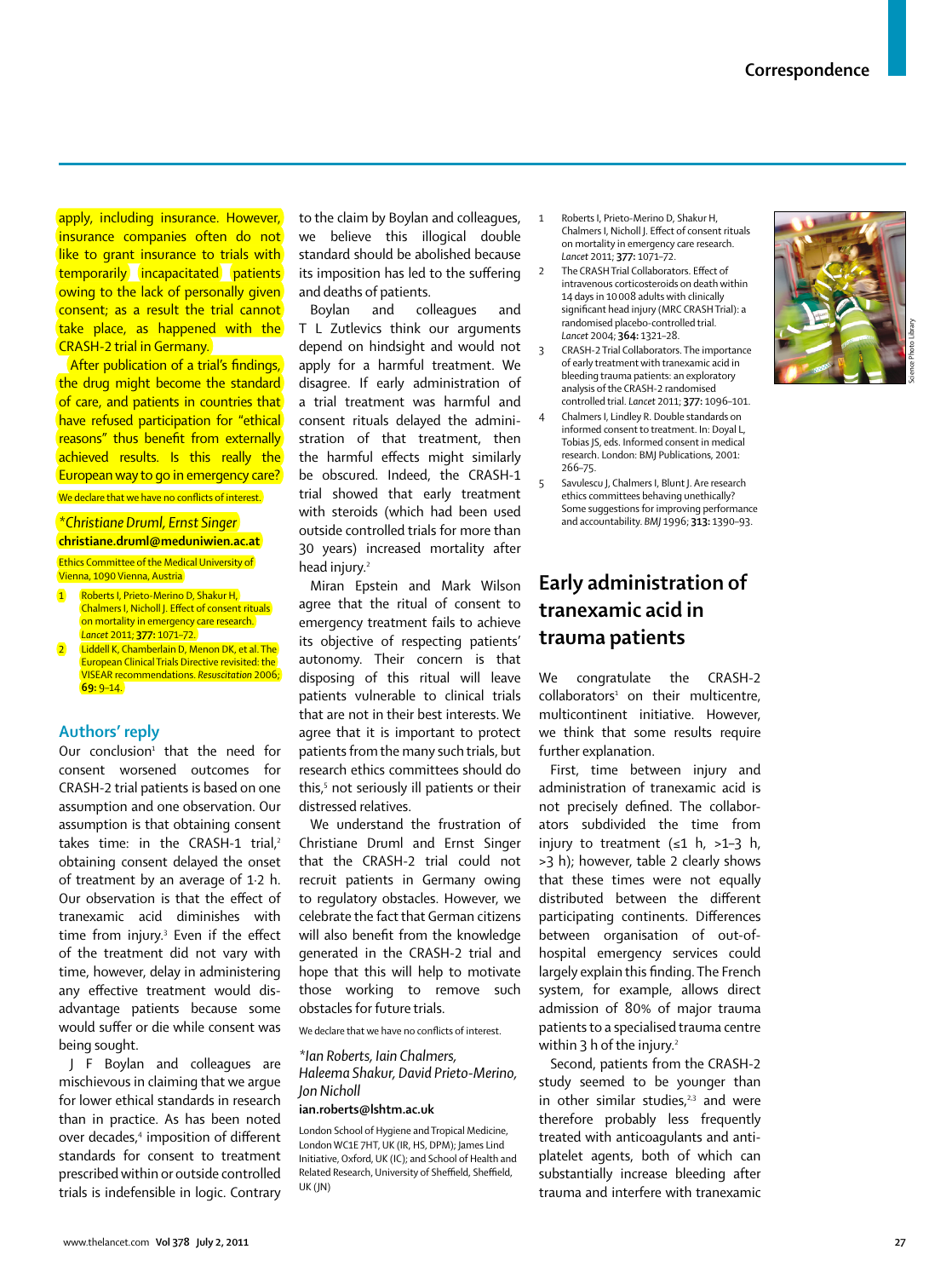apply, including insurance. However, insurance companies often do not like to grant insurance to trials with temporarily incapacitated patients owing to the lack of personally given consent; as a result the trial cannot take place, as happened with the CRASH-2 trial in Germany.

After publication of a trial's findings, the drug might become the standard of care, and patients in countries that have refused participation for "ethical reasons" thus benefit from externally achieved results. Is this really the European way to go in emergency care?

We declare that we have no conflicts of interest.

*Christiane Druml, Ernst Singer
**christiane.druml@meduniwien.ac.at**

Ethics Committee of the Medical University of Vienna, 1090 Vienna, Austria

1. Roberts I, Prieto-Merino D, Shakur H, Chalmers I, Nicholl J. Effect of consent rituals on mortality in emergency care research. *Lancet* 2011; **377:** 1071–72.
2. Liddell K, Chamberlain D, Menon DK, et al. The European Clinical Trials Directive revisited: the VISEAR recommendations. *Resuscitation* 2006; **69:** 9–14.

## Authors' reply

Our conclusion[1] that the need for consent worsened outcomes for CRASH-2 trial patients is based on one assumption and one observation. Our assumption is that obtaining consent takes time: in the CRASH-1 trial,[2] obtaining consent delayed the onset of treatment by an average of 1·2 h. Our observation is that the effect of tranexamic acid diminishes with time from injury.[3] Even if the effect of the treatment did not vary with time, however, delay in administering any effective treatment would disadvantage patients because some would suffer or die while consent was being sought.

J F Boylan and colleagues are mischievous in claiming that we argue for lower ethical standards in research than in practice. As has been noted over decades,[4] imposition of different standards for consent to treatment prescribed within or outside controlled trials is indefensible in logic. Contrary to the claim by Boylan and colleagues, we believe this illogical double standard should be abolished because its imposition has led to the suffering and deaths of patients.

Boylan and colleagues and T L Zutlevics think our arguments depend on hindsight and would not apply for a harmful treatment. We disagree. If early administration of a trial treatment was harmful and consent rituals delayed the administration of that treatment, then the harmful effects might similarly be obscured. Indeed, the CRASH-1 trial showed that early treatment with steroids (which had been used outside controlled trials for more than 30 years) increased mortality after head injury.[2]

Miran Epstein and Mark Wilson agree that the ritual of consent to emergency treatment fails to achieve its objective of respecting patients' autonomy. Their concern is that disposing of this ritual will leave patients vulnerable to clinical trials that are not in their best interests. We agree that it is important to protect patients from the many such trials, but research ethics committees should do this,[5] not seriously ill patients or their distressed relatives.

We understand the frustration of Christiane Druml and Ernst Singer that the CRASH-2 trial could not recruit patients in Germany owing to regulatory obstacles. However, we celebrate the fact that German citizens will also benefit from the knowledge generated in the CRASH-2 trial and hope that this will help to motivate those working to remove such obstacles for future trials.

We declare that we have no conflicts of interest.

*Ian Roberts, Iain Chalmers, Haleema Shakur, David Prieto-Merino, Jon Nicholl
**ian.roberts@lshtm.ac.uk**

London School of Hygiene and Tropical Medicine, London WC1E 7HT, UK (IR, HS, DPM); James Lind Initiative, Oxford, UK (IC); and School of Health and Related Research, University of Sheffield, Sheffield, UK (JN)

1. Roberts I, Prieto-Merino D, Shakur H, Chalmers I, Nicholl J. Effect of consent rituals on mortality in emergency care research. *Lancet* 2011; **377:** 1071–72.
2. The CRASH Trial Collaborators. Effect of intravenous corticosteroids on death within 14 days in 10 008 adults with clinically significant head injury (MRC CRASH Trial): a randomised placebo-controlled trial. *Lancet* 2004; **364:** 1321–28.
3. CRASH-2 Trial Collaborators. The importance of early treatment with tranexamic acid in bleeding trauma patients: an exploratory analysis of the CRASH-2 randomised controlled trial. *Lancet* 2011; **377:** 1096–101.
4. Chalmers I, Lindley R. Double standards on informed consent to treatment. In: Doyal L, Tobias JS, eds. Informed consent in medical research. London: BMJ Publications, 2001: 266–75.
5. Savulescu J, Chalmers I, Blunt J. Are research ethics committees behaving unethically? Some suggestions for improving performance and accountability. *BMJ* 1996; **313:** 1390–93.

Science Photo Library

# Early administration of tranexamic acid in trauma patients

We congratulate the CRASH-2 collaborators[1] on their multicentre, multicontinent initiative. However, we think that some results require further explanation.

First, time between injury and administration of tranexamic acid is not precisely defined. The collaborators subdivided the time from injury to treatment (≤1 h, >1–3 h, >3 h); however, table 2 clearly shows that these times were not equally distributed between the different participating continents. Differences between organisation of out-of-hospital emergency services could largely explain this finding. The French system, for example, allows direct admission of 80% of major trauma patients to a specialised trauma centre within 3 h of the injury.[2]

Second, patients from the CRASH-2 study seemed to be younger than in other similar studies,[2,3] and were therefore probably less frequently treated with anticoagulants and antiplatelet agents, both of which can substantially increase bleeding after trauma and interfere with tranexamic